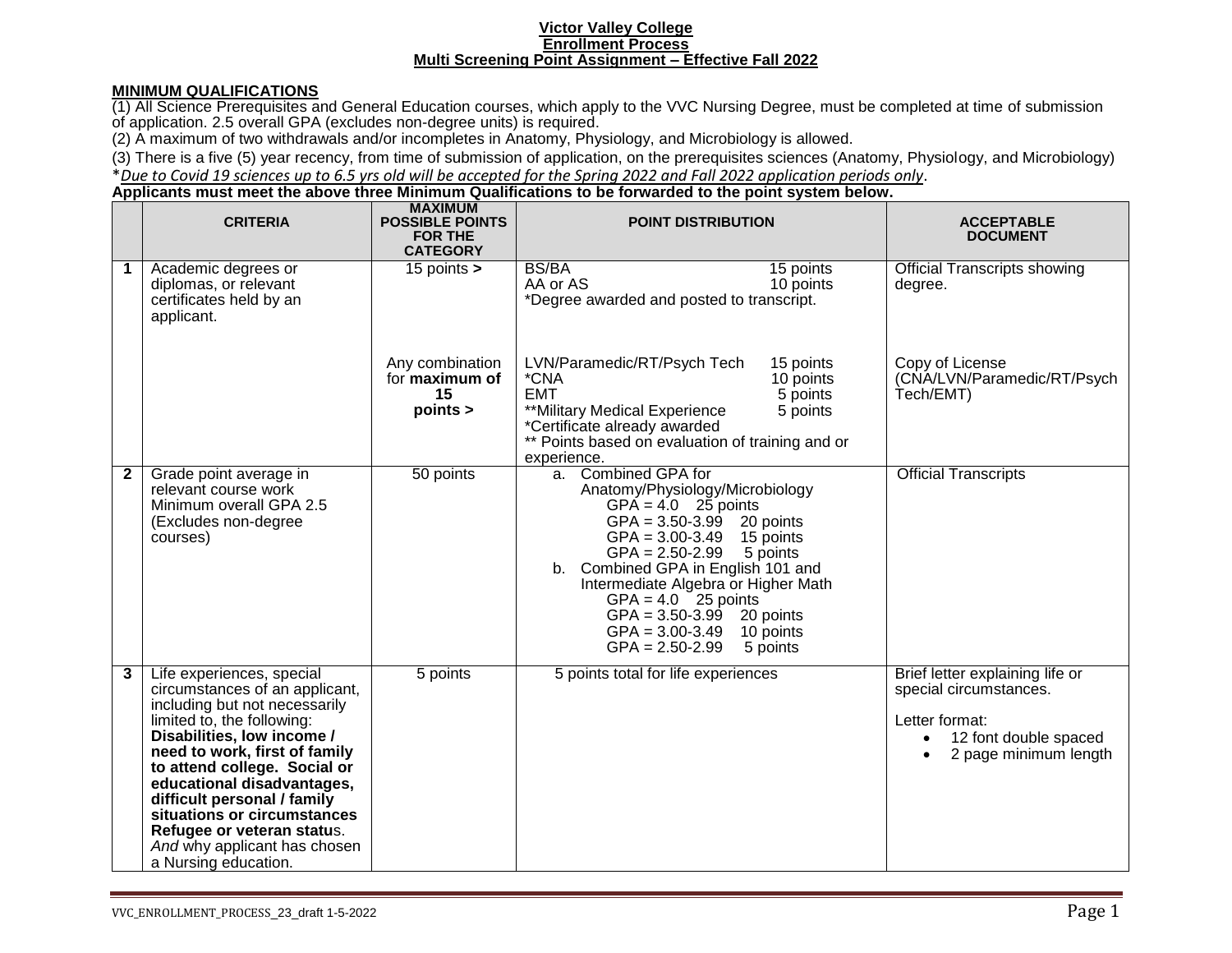**Victor Valley College**
**Enrollment Process**
**Multi Screening Point Assignment – Effective Fall 2022**

**MINIMUM QUALIFICATIONS**

(1) All Science Prerequisites and General Education courses, which apply to the VVC Nursing Degree, must be completed at time of submission of application. 2.5 overall GPA (excludes non-degree units) is required.

(2) A maximum of two withdrawals and/or incompletes in Anatomy, Physiology, and Microbiology is allowed.

(3) There is a five (5) year recency, from time of submission of application, on the prerequisites sciences (Anatomy, Physiology, and Microbiology)

*_Due to Covid 19 sciences up to 6.5 yrs old will be accepted for the Spring 2022 and Fall 2022 application periods only_.

**Applicants must meet the above three Minimum Qualifications to be forwarded to the point system below.**

| | CRITERIA | MAXIMUM POSSIBLE POINTS FOR THE CATEGORY | POINT DISTRIBUTION | ACCEPTABLE DOCUMENT |
|---|---|---|---|---|
| **1** | Academic degrees or diplomas, or relevant certificates held by an applicant. | 15 points **>** | BS/BA 15 points<br>AA or AS 10 points<br>*Degree awarded and posted to transcript. | Official Transcripts showing degree. |
| | | Any combination for **maximum of 15 points >** | LVN/Paramedic/RT/Psych Tech 15 points<br>*CNA 10 points<br>EMT 5 points<br>**Military Medical Experience 5 points<br>*Certificate already awarded<br>** Points based on evaluation of training and or experience. | Copy of License (CNA/LVN/Paramedic/RT/Psych Tech/EMT) |
| **2** | Grade point average in relevant course work Minimum overall GPA 2.5 (Excludes non-degree courses) | 50 points | a. Combined GPA for Anatomy/Physiology/Microbiology<br>GPA = 4.0 25 points<br>GPA = 3.50-3.99 20 points<br>GPA = 3.00-3.49 15 points<br>GPA = 2.50-2.99 5 points<br>b. Combined GPA in English 101 and Intermediate Algebra or Higher Math<br>GPA = 4.0 25 points<br>GPA = 3.50-3.99 20 points<br>GPA = 3.00-3.49 10 points<br>GPA = 2.50-2.99 5 points | Official Transcripts |
| **3** | Life experiences, special circumstances of an applicant, including but not necessarily limited to, the following: **Disabilities, low income / need to work, first of family to attend college. Social or educational disadvantages, difficult personal / family situations or circumstances Refugee or veteran statu**s. *And* why applicant has chosen a Nursing education. | 5 points | 5 points total for life experiences | Brief letter explaining life or special circumstances.<br><br>Letter format:<br>• 12 font double spaced<br>• 2 page minimum length |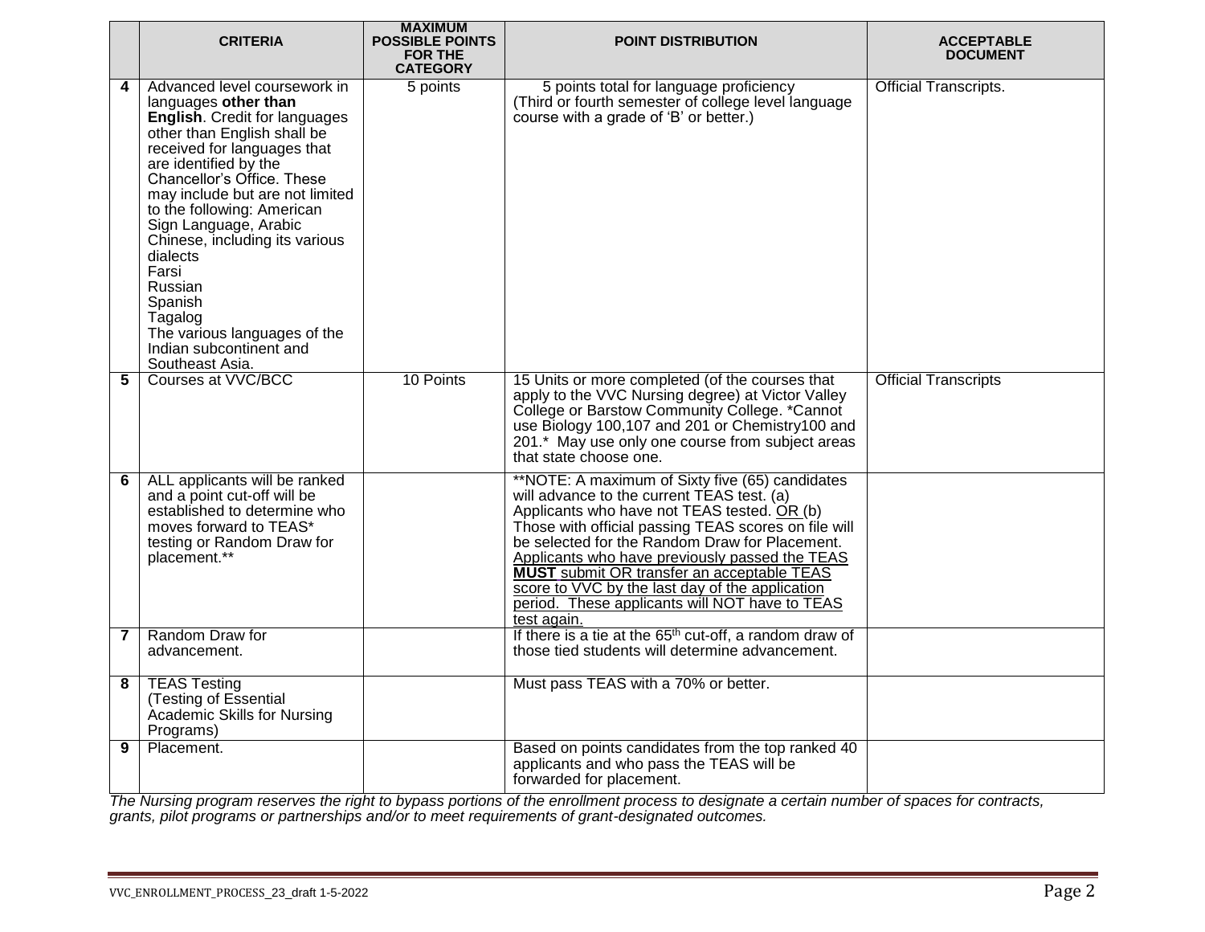| | CRITERIA | MAXIMUM POSSIBLE POINTS FOR THE CATEGORY | POINT DISTRIBUTION | ACCEPTABLE DOCUMENT |
|---|---|---|---|---|
| 4 | Advanced level coursework in languages **other than English**. Credit for languages other than English shall be received for languages that are identified by the Chancellor's Office. These may include but are not limited to the following: American Sign Language, Arabic Chinese, including its various dialects Farsi Russian Spanish Tagalog The various languages of the Indian subcontinent and Southeast Asia. | 5 points | 5 points total for language proficiency (Third or fourth semester of college level language course with a grade of 'B' or better.) | Official Transcripts. |
| 5 | Courses at VVC/BCC | 10 Points | 15 Units or more completed (of the courses that apply to the VVC Nursing degree) at Victor Valley College or Barstow Community College. *Cannot use Biology 100,107 and 201 or Chemistry100 and 201.* May use only one course from subject areas that state choose one. | Official Transcripts |
| 6 | ALL applicants will be ranked and a point cut-off will be established to determine who moves forward to TEAS* testing or Random Draw for placement.** | | **NOTE: A maximum of Sixty five (65) candidates will advance to the current TEAS test. (a) Applicants who have not TEAS tested. <u>OR</u> (b) Those with official passing TEAS scores on file will be selected for the Random Draw for Placement. <u>Applicants who have previously passed the TEAS **MUST** submit OR transfer an acceptable TEAS score to VVC by the last day of the application period. These applicants will NOT have to TEAS test again.</u> | |
| 7 | Random Draw for advancement. | | If there is a tie at the 65th cut-off, a random draw of those tied students will determine advancement. | |
| 8 | TEAS Testing (Testing of Essential Academic Skills for Nursing Programs) | | Must pass TEAS with a 70% or better. | |
| 9 | Placement. | | Based on points candidates from the top ranked 40 applicants and who pass the TEAS will be forwarded for placement. | |

*The Nursing program reserves the right to bypass portions of the enrollment process to designate a certain number of spaces for contracts, grants, pilot programs or partnerships and/or to meet requirements of grant-designated outcomes.*